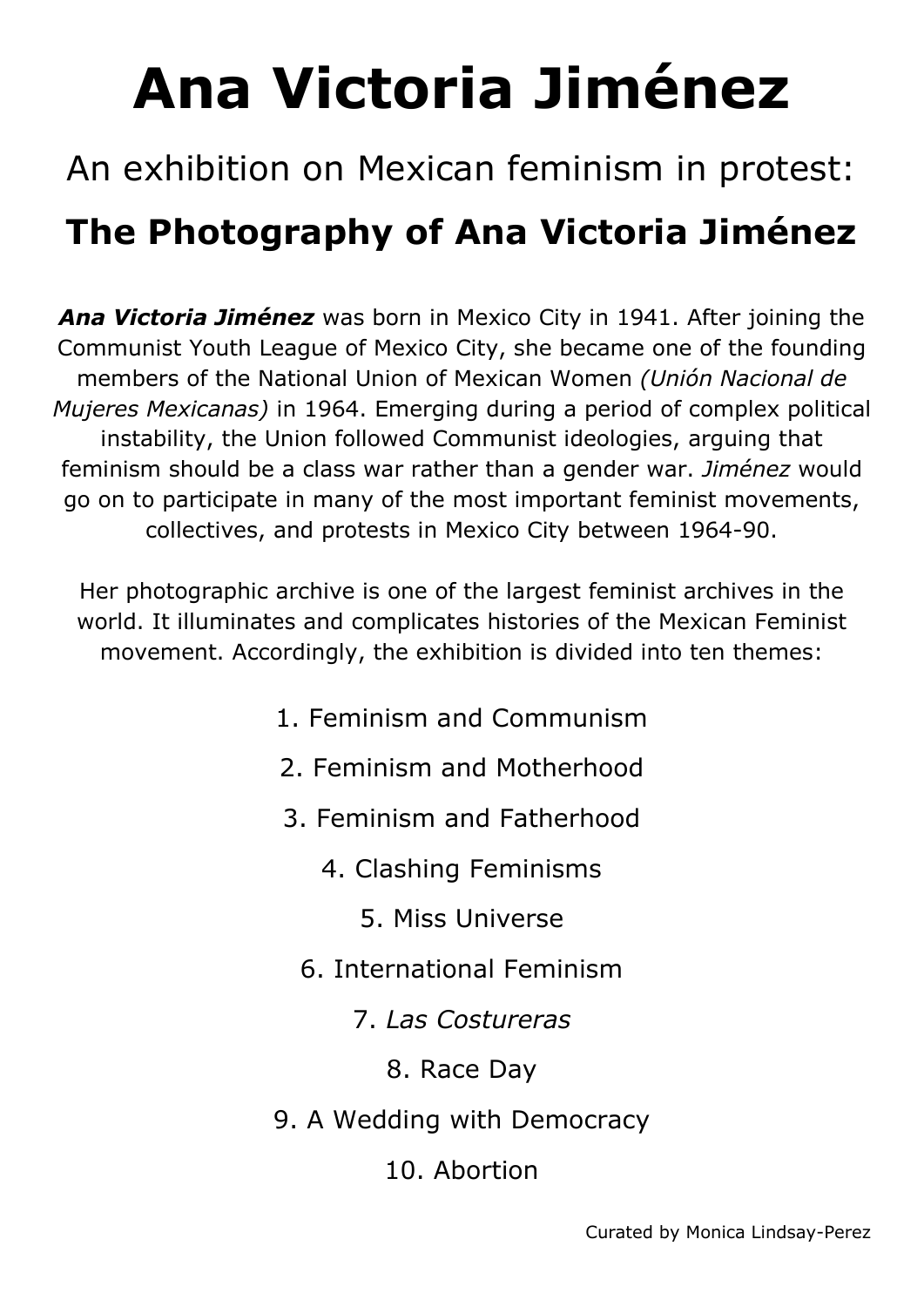# Ana Victoria Jiménez

## An exhibition on Mexican feminism in protest:

## **The Photography of Ana Victoria Jiménez**

***Ana Victoria Jiménez*** was born in Mexico City in 1941. After joining the Communist Youth League of Mexico City, she became one of the founding members of the National Union of Mexican Women *(Unión Nacional de Mujeres Mexicanas)* in 1964. Emerging during a period of complex political instability, the Union followed Communist ideologies, arguing that feminism should be a class war rather than a gender war. *Jiménez* would go on to participate in many of the most important feminist movements, collectives, and protests in Mexico City between 1964-90.

Her photographic archive is one of the largest feminist archives in the world. It illuminates and complicates histories of the Mexican Feminist movement. Accordingly, the exhibition is divided into ten themes:

1. Feminism and Communism
2. Feminism and Motherhood
3. Feminism and Fatherhood
4. Clashing Feminisms
5. Miss Universe
6. International Feminism
7. *Las Costureras*
8. Race Day
9. A Wedding with Democracy
10. Abortion

Curated by Monica Lindsay-Perez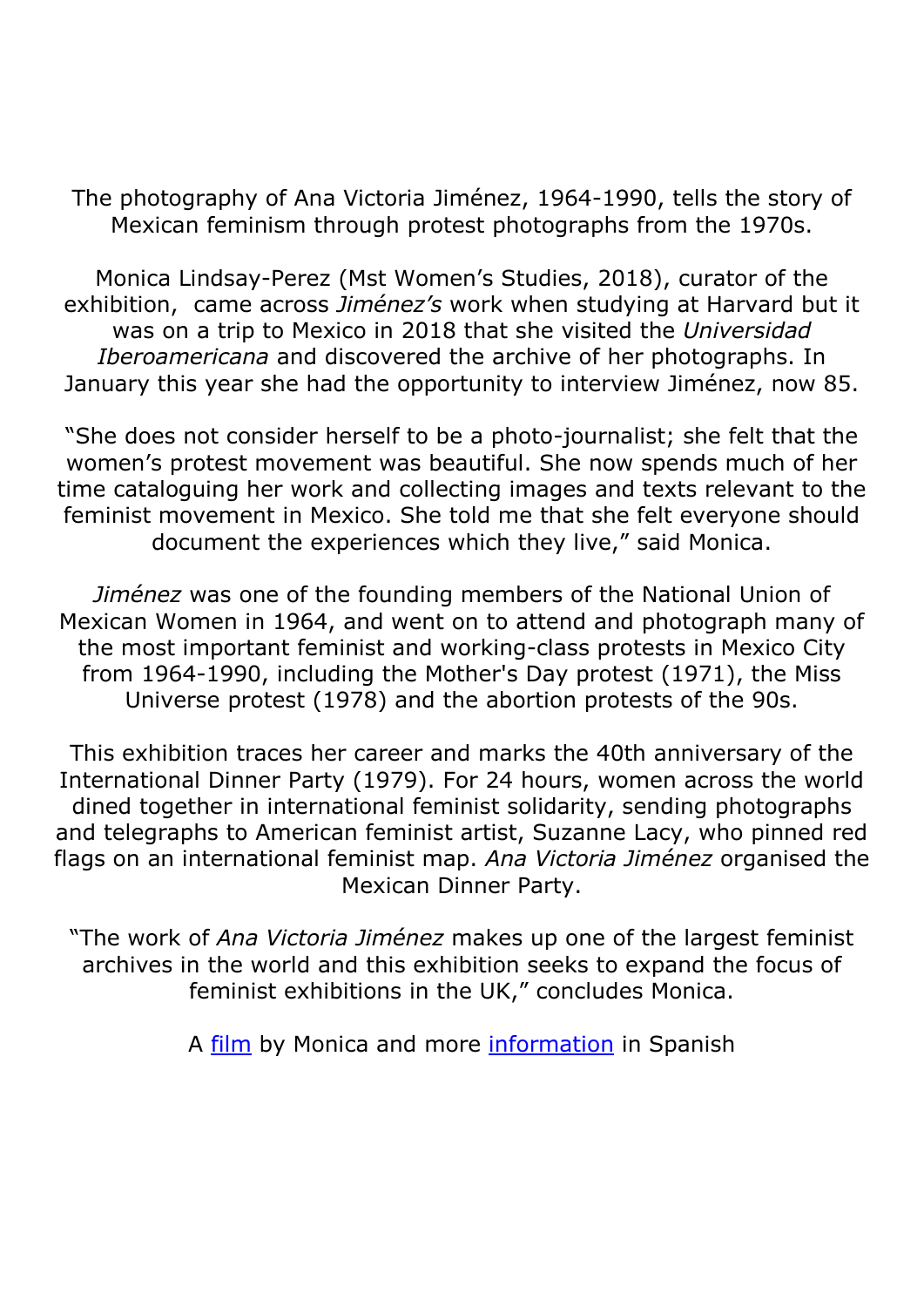The photography of Ana Victoria Jiménez, 1964-1990, tells the story of Mexican feminism through protest photographs from the 1970s.

Monica Lindsay-Perez (Mst Women's Studies, 2018), curator of the exhibition, came across *Jiménez's* work when studying at Harvard but it was on a trip to Mexico in 2018 that she visited the *Universidad Iberoamericana* and discovered the archive of her photographs. In January this year she had the opportunity to interview Jiménez, now 85.

"She does not consider herself to be a photo-journalist; she felt that the women's protest movement was beautiful. She now spends much of her time cataloguing her work and collecting images and texts relevant to the feminist movement in Mexico. She told me that she felt everyone should document the experiences which they live," said Monica.

*Jiménez* was one of the founding members of the National Union of Mexican Women in 1964, and went on to attend and photograph many of the most important feminist and working-class protests in Mexico City from 1964-1990, including the Mother's Day protest (1971), the Miss Universe protest (1978) and the abortion protests of the 90s.

This exhibition traces her career and marks the 40th anniversary of the International Dinner Party (1979). For 24 hours, women across the world dined together in international feminist solidarity, sending photographs and telegraphs to American feminist artist, Suzanne Lacy, who pinned red flags on an international feminist map. *Ana Victoria Jiménez* organised the Mexican Dinner Party.

"The work of *Ana Victoria Jiménez* makes up one of the largest feminist archives in the world and this exhibition seeks to expand the focus of feminist exhibitions in the UK," concludes Monica.

A film by Monica and more information in Spanish